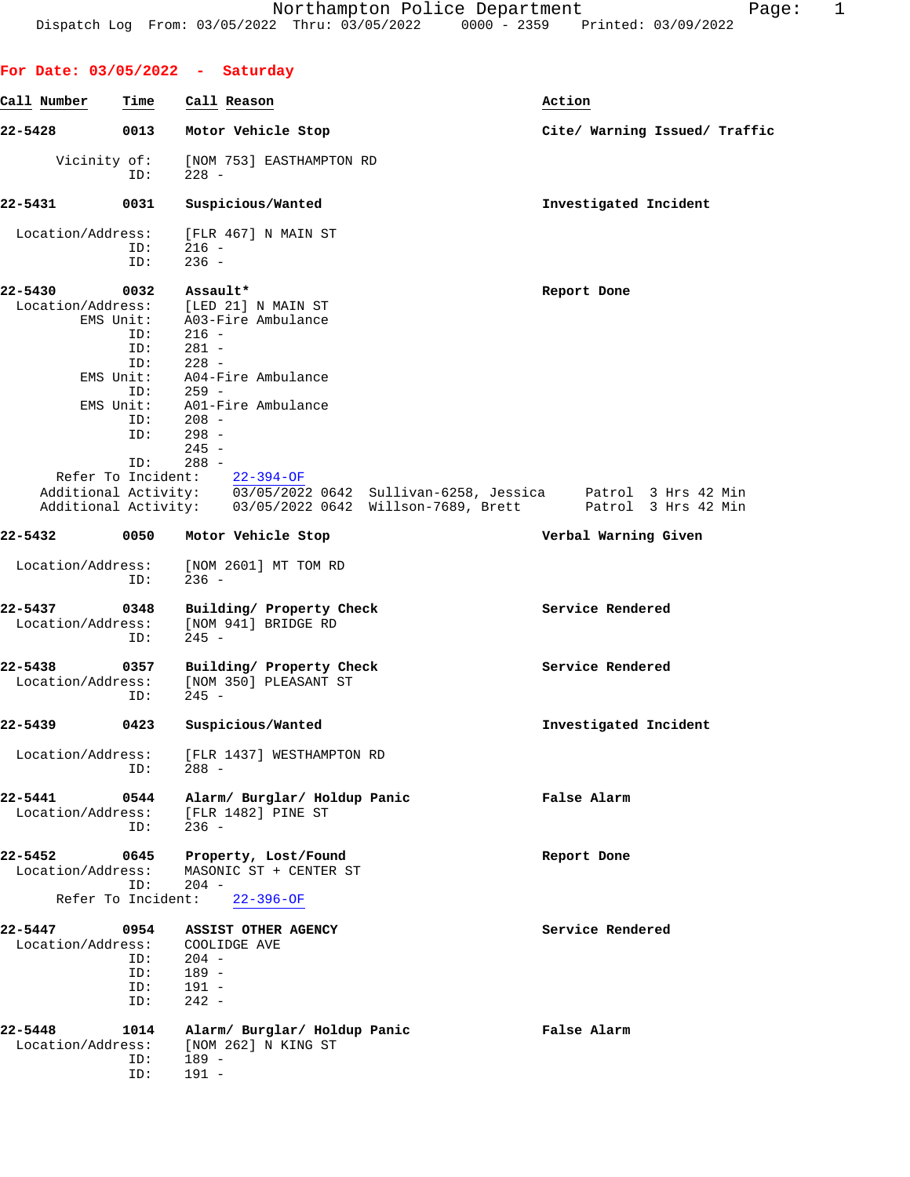Northampton Police Department
Dispatch Log From: 03/05/2022 Thru: 03/05/2022 0000 - 2359 Printed: 03/09/2022

## For Date: 03/05/2022 - Saturday

| Call Number | Time | Call Reason | Action |
|---|---|---|---|
| 22-5428 | 0013 | Motor Vehicle Stop | Cite/ Warning Issued/ Traffic |

Vicinity of: [NOM 753] EASTHAMPTON RD
ID: 228 -

**22-5431 0031 Suspicious/Wanted** — Investigated Incident

Location/Address: [FLR 467] N MAIN ST
ID: 216 -
ID: 236 -

**22-5430 0032 Assault*** — Report Done

Location/Address: [LED 21] N MAIN ST
EMS Unit: A03-Fire Ambulance
ID: 216 -
ID: 281 -
ID: 228 -
EMS Unit: A04-Fire Ambulance
ID: 259 -
EMS Unit: A01-Fire Ambulance
ID: 208 -
ID: 298 -
245 -
ID: 288 -
Refer To Incident: 22-394-OF
Additional Activity: 03/05/2022 0642 Sullivan-6258, Jessica Patrol 3 Hrs 42 Min
Additional Activity: 03/05/2022 0642 Willson-7689, Brett Patrol 3 Hrs 42 Min

**22-5432 0050 Motor Vehicle Stop** — Verbal Warning Given

Location/Address: [NOM 2601] MT TOM RD
ID: 236 -

**22-5437 0348 Building/ Property Check** — Service Rendered

Location/Address: [NOM 941] BRIDGE RD
ID: 245 -

**22-5438 0357 Building/ Property Check** — Service Rendered

Location/Address: [NOM 350] PLEASANT ST
ID: 245 -

**22-5439 0423 Suspicious/Wanted** — Investigated Incident

Location/Address: [FLR 1437] WESTHAMPTON RD
ID: 288 -

**22-5441 0544 Alarm/ Burglar/ Holdup Panic** — False Alarm

Location/Address: [FLR 1482] PINE ST
ID: 236 -

**22-5452 0645 Property, Lost/Found** — Report Done

Location/Address: MASONIC ST + CENTER ST
ID: 204 -
Refer To Incident: 22-396-OF

**22-5447 0954 ASSIST OTHER AGENCY** — Service Rendered

Location/Address: COOLIDGE AVE
ID: 204 -
ID: 189 -
ID: 191 -
ID: 242 -

**22-5448 1014 Alarm/ Burglar/ Holdup Panic** — False Alarm

Location/Address: [NOM 262] N KING ST
ID: 189 -
ID: 191 -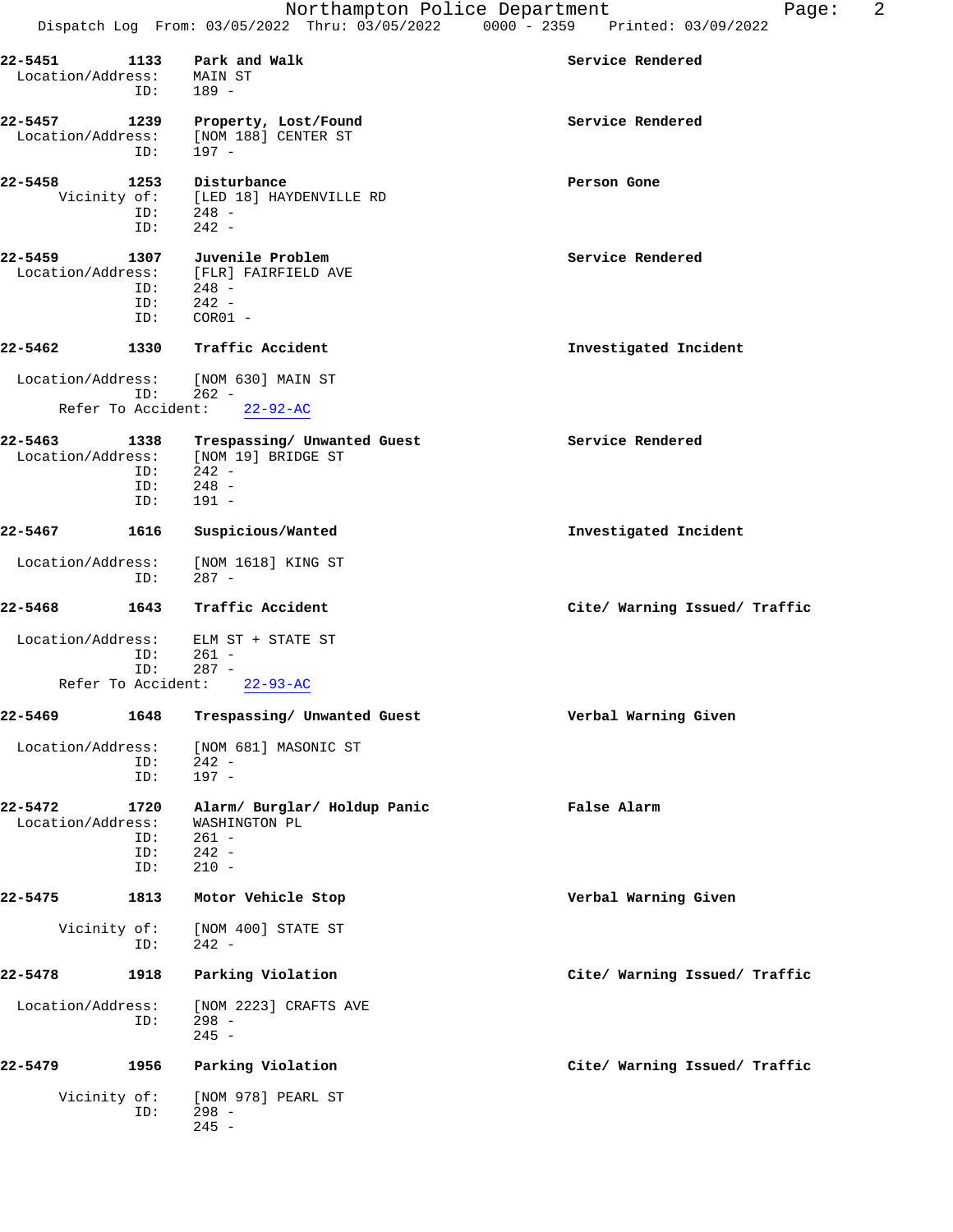Northampton Police Department
Dispatch Log From: 03/05/2022 Thru: 03/05/2022 0000 - 2359 Printed: 03/09/2022

**22-5451** **1133** **Park and Walk** **Service Rendered**
Location/Address: MAIN ST
ID: 189 -

**22-5457** **1239** **Property, Lost/Found** **Service Rendered**
Location/Address: [NOM 188] CENTER ST
ID: 197 -

**22-5458** **1253** **Disturbance** **Person Gone**
Vicinity of: [LED 18] HAYDENVILLE RD
ID: 248 -
ID: 242 -

**22-5459** **1307** **Juvenile Problem** **Service Rendered**
Location/Address: [FLR] FAIRFIELD AVE
ID: 248 -
ID: 242 -
ID: COR01 -

**22-5462** **1330** **Traffic Accident** **Investigated Incident**
Location/Address: [NOM 630] MAIN ST
ID: 262 -
Refer To Accident: 22-92-AC

**22-5463** **1338** **Trespassing/ Unwanted Guest** **Service Rendered**
Location/Address: [NOM 19] BRIDGE ST
ID: 242 -
ID: 248 -
ID: 191 -

**22-5467** **1616** **Suspicious/Wanted** **Investigated Incident**
Location/Address: [NOM 1618] KING ST
ID: 287 -

**22-5468** **1643** **Traffic Accident** **Cite/ Warning Issued/ Traffic**
Location/Address: ELM ST + STATE ST
ID: 261 -
ID: 287 -
Refer To Accident: 22-93-AC

**22-5469** **1648** **Trespassing/ Unwanted Guest** **Verbal Warning Given**
Location/Address: [NOM 681] MASONIC ST
ID: 242 -
ID: 197 -

**22-5472** **1720** **Alarm/ Burglar/ Holdup Panic** **False Alarm**
Location/Address: WASHINGTON PL
ID: 261 -
ID: 242 -
ID: 210 -

**22-5475** **1813** **Motor Vehicle Stop** **Verbal Warning Given**
Vicinity of: [NOM 400] STATE ST
ID: 242 -

**22-5478** **1918** **Parking Violation** **Cite/ Warning Issued/ Traffic**
Location/Address: [NOM 2223] CRAFTS AVE
ID: 298 -
245 -

**22-5479** **1956** **Parking Violation** **Cite/ Warning Issued/ Traffic**
Vicinity of: [NOM 978] PEARL ST
ID: 298 -
245 -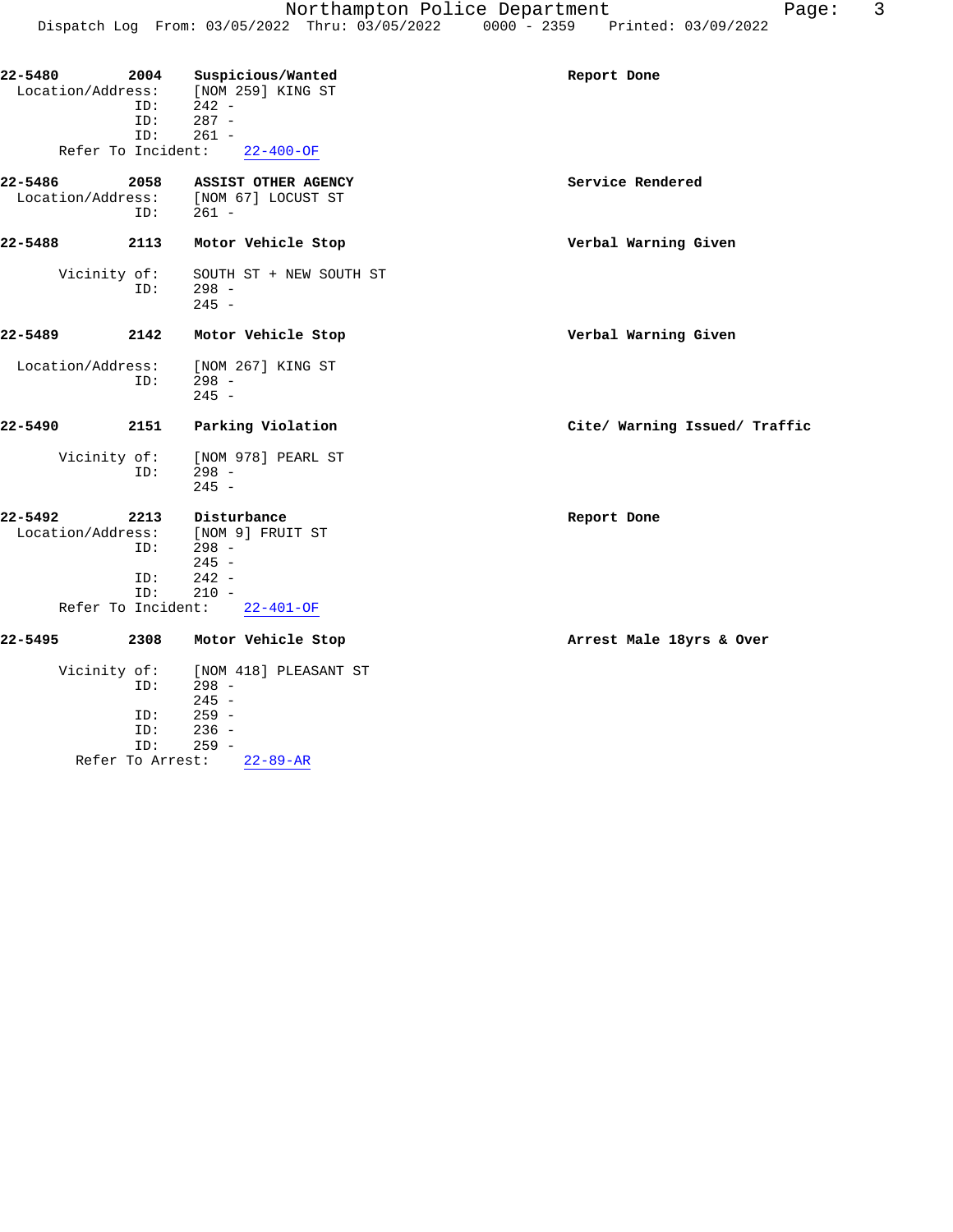**22-5480** **2004** **Suspicious/Wanted** **Report Done**

Location/Address: [NOM 259] KING ST
ID: 242 -
ID: 287 -
ID: 261 -
Refer To Incident: 22-400-OF

**22-5486** **2058** **ASSIST OTHER AGENCY** **Service Rendered**

Location/Address: [NOM 67] LOCUST ST
ID: 261 -

**22-5488** **2113** **Motor Vehicle Stop** **Verbal Warning Given**

Vicinity of: SOUTH ST + NEW SOUTH ST
ID: 298 -
245 -

**22-5489** **2142** **Motor Vehicle Stop** **Verbal Warning Given**

Location/Address: [NOM 267] KING ST
ID: 298 -
245 -

**22-5490** **2151** **Parking Violation** **Cite/ Warning Issued/ Traffic**

Vicinity of: [NOM 978] PEARL ST
ID: 298 -
245 -

**22-5492** **2213** **Disturbance** **Report Done**

Location/Address: [NOM 9] FRUIT ST
ID: 298 -
245 -
ID: 242 -
ID: 210 -
Refer To Incident: 22-401-OF

**22-5495** **2308** **Motor Vehicle Stop** **Arrest Male 18yrs & Over**

Vicinity of: [NOM 418] PLEASANT ST
ID: 298 -
245 -
ID: 259 -
ID: 236 -
ID: 259 -
Refer To Arrest: 22-89-AR